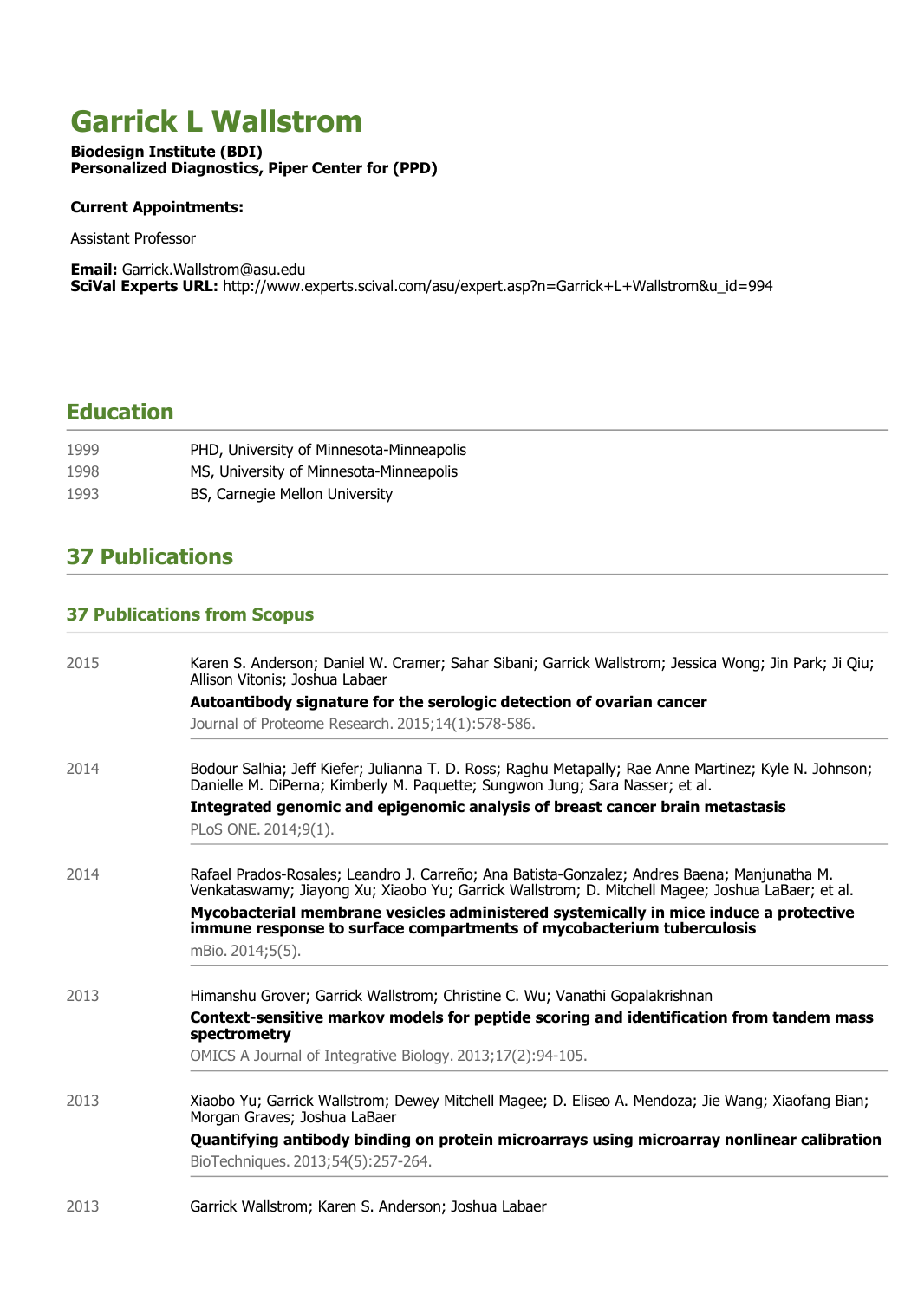# Garrick L Wallstrom

**Biodesign Institute (BDI)**
**Personalized Diagnostics, Piper Center for (PPD)**

**Current Appointments:**

Assistant Professor

**Email:** Garrick.Wallstrom@asu.edu
**SciVal Experts URL:** http://www.experts.scival.com/asu/expert.asp?n=Garrick+L+Wallstrom&u_id=994

## Education

| | |
|---|---|
| 1999 | PHD, University of Minnesota-Minneapolis |
| 1998 | MS, University of Minnesota-Minneapolis |
| 1993 | BS, Carnegie Mellon University |

## 37 Publications

### 37 Publications from Scopus

2015

Karen S. Anderson; Daniel W. Cramer; Sahar Sibani; Garrick Wallstrom; Jessica Wong; Jin Park; Ji Qiu; Allison Vitonis; Joshua Labaer

**Autoantibody signature for the serologic detection of ovarian cancer**

Journal of Proteome Research. 2015;14(1):578-586.

---

2014

Bodour Salhia; Jeff Kiefer; Julianna T. D. Ross; Raghu Metapally; Rae Anne Martinez; Kyle N. Johnson; Danielle M. DiPerna; Kimberly M. Paquette; Sungwon Jung; Sara Nasser; et al.

**Integrated genomic and epigenomic analysis of breast cancer brain metastasis**

PLoS ONE. 2014;9(1).

---

2014

Rafael Prados-Rosales; Leandro J. Carreño; Ana Batista-Gonzalez; Andres Baena; Manjunatha M. Venkataswamy; Jiayong Xu; Xiaobo Yu; Garrick Wallstrom; D. Mitchell Magee; Joshua LaBaer; et al.

**Mycobacterial membrane vesicles administered systemically in mice induce a protective immune response to surface compartments of mycobacterium tuberculosis**

mBio. 2014;5(5).

---

2013

Himanshu Grover; Garrick Wallstrom; Christine C. Wu; Vanathi Gopalakrishnan

**Context-sensitive markov models for peptide scoring and identification from tandem mass spectrometry**

OMICS A Journal of Integrative Biology. 2013;17(2):94-105.

---

2013

Xiaobo Yu; Garrick Wallstrom; Dewey Mitchell Magee; D. Eliseo A. Mendoza; Jie Wang; Xiaofang Bian; Morgan Graves; Joshua LaBaer

**Quantifying antibody binding on protein microarrays using microarray nonlinear calibration**

BioTechniques. 2013;54(5):257-264.

---

2013

Garrick Wallstrom; Karen S. Anderson; Joshua Labaer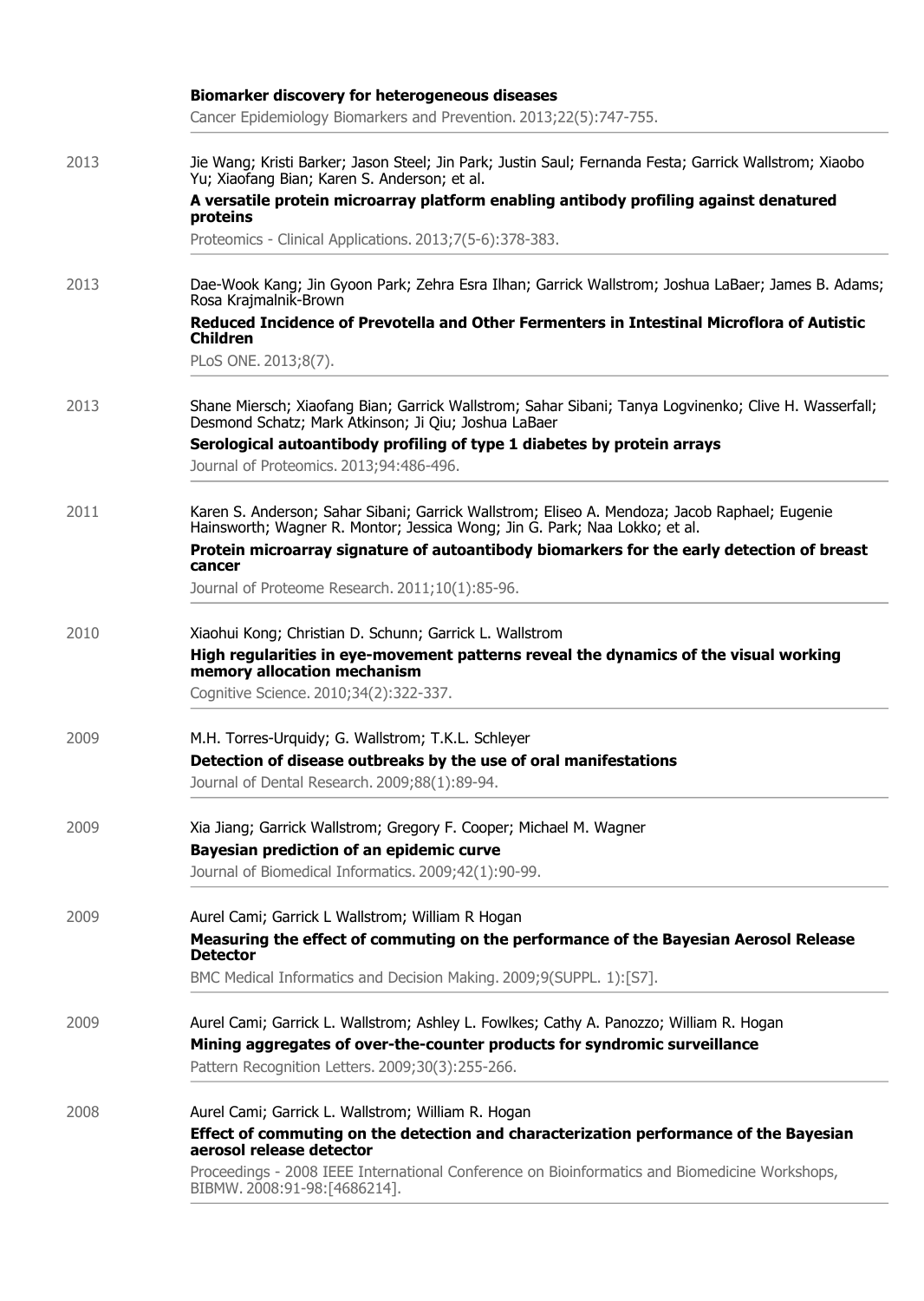**Biomarker discovery for heterogeneous diseases**

Cancer Epidemiology Biomarkers and Prevention. 2013;22(5):747-755.

---

2013

Jie Wang; Kristi Barker; Jason Steel; Jin Park; Justin Saul; Fernanda Festa; Garrick Wallstrom; Xiaobo Yu; Xiaofang Bian; Karen S. Anderson; et al.

**A versatile protein microarray platform enabling antibody profiling against denatured proteins**

Proteomics - Clinical Applications. 2013;7(5-6):378-383.

---

2013

Dae-Wook Kang; Jin Gyoon Park; Zehra Esra Ilhan; Garrick Wallstrom; Joshua LaBaer; James B. Adams; Rosa Krajmalnik-Brown

**Reduced Incidence of Prevotella and Other Fermenters in Intestinal Microflora of Autistic Children**

PLoS ONE. 2013;8(7).

---

2013

Shane Miersch; Xiaofang Bian; Garrick Wallstrom; Sahar Sibani; Tanya Logvinenko; Clive H. Wasserfall; Desmond Schatz; Mark Atkinson; Ji Qiu; Joshua LaBaer

**Serological autoantibody profiling of type 1 diabetes by protein arrays**

Journal of Proteomics. 2013;94:486-496.

---

2011

Karen S. Anderson; Sahar Sibani; Garrick Wallstrom; Eliseo A. Mendoza; Jacob Raphael; Eugenie Hainsworth; Wagner R. Montor; Jessica Wong; Jin G. Park; Naa Lokko; et al.

**Protein microarray signature of autoantibody biomarkers for the early detection of breast cancer**

Journal of Proteome Research. 2011;10(1):85-96.

---

2010

Xiaohui Kong; Christian D. Schunn; Garrick L. Wallstrom

**High regularities in eye-movement patterns reveal the dynamics of the visual working memory allocation mechanism**

Cognitive Science. 2010;34(2):322-337.

---

2009

M.H. Torres-Urquidy; G. Wallstrom; T.K.L. Schleyer

**Detection of disease outbreaks by the use of oral manifestations**

Journal of Dental Research. 2009;88(1):89-94.

---

2009

Xia Jiang; Garrick Wallstrom; Gregory F. Cooper; Michael M. Wagner

**Bayesian prediction of an epidemic curve**

Journal of Biomedical Informatics. 2009;42(1):90-99.

---

2009

Aurel Cami; Garrick L Wallstrom; William R Hogan

**Measuring the effect of commuting on the performance of the Bayesian Aerosol Release Detector**

BMC Medical Informatics and Decision Making. 2009;9(SUPPL. 1):[S7].

---

2009

Aurel Cami; Garrick L. Wallstrom; Ashley L. Fowlkes; Cathy A. Panozzo; William R. Hogan

**Mining aggregates of over-the-counter products for syndromic surveillance**

Pattern Recognition Letters. 2009;30(3):255-266.

---

2008

Aurel Cami; Garrick L. Wallstrom; William R. Hogan

**Effect of commuting on the detection and characterization performance of the Bayesian aerosol release detector**

Proceedings - 2008 IEEE International Conference on Bioinformatics and Biomedicine Workshops, BIBMW. 2008:91-98:[4686214].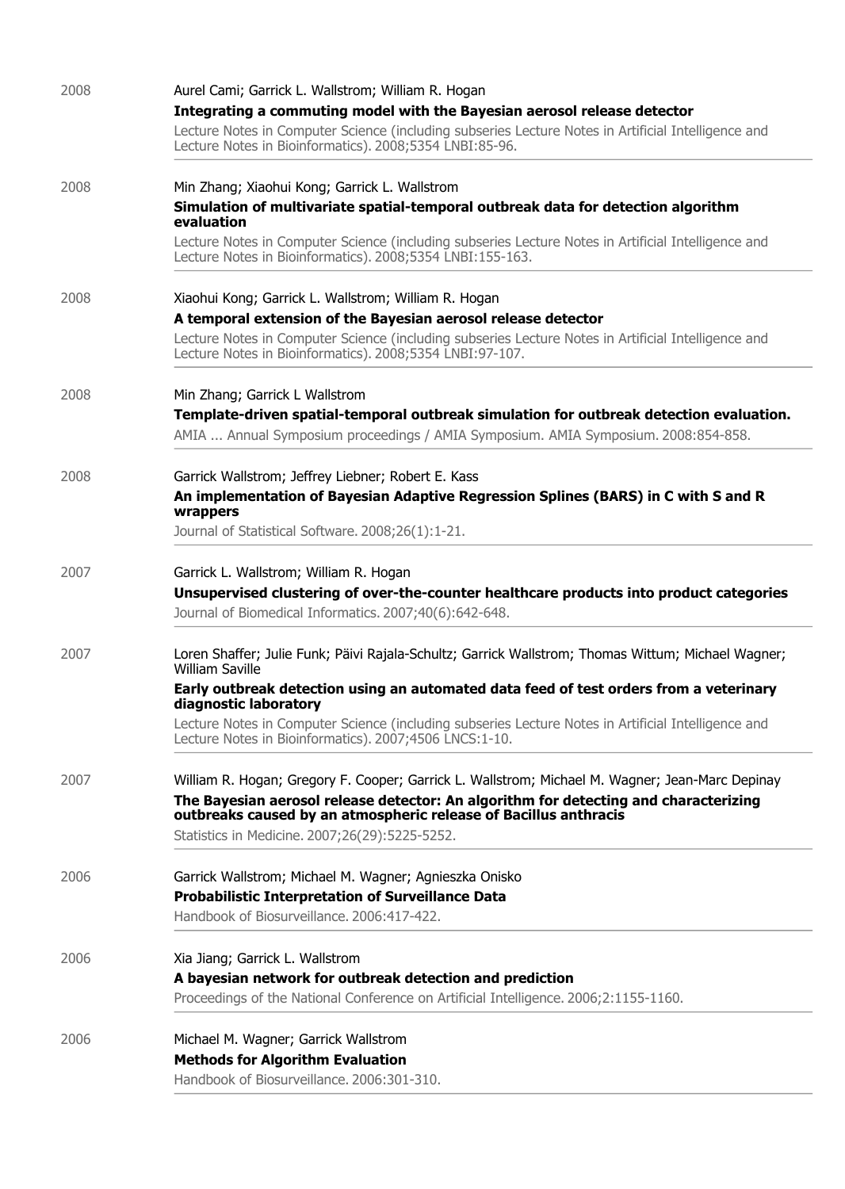2008

Aurel Cami; Garrick L. Wallstrom; William R. Hogan

**Integrating a commuting model with the Bayesian aerosol release detector**

Lecture Notes in Computer Science (including subseries Lecture Notes in Artificial Intelligence and Lecture Notes in Bioinformatics). 2008;5354 LNBI:85-96.

---

2008

Min Zhang; Xiaohui Kong; Garrick L. Wallstrom

**Simulation of multivariate spatial-temporal outbreak data for detection algorithm evaluation**

Lecture Notes in Computer Science (including subseries Lecture Notes in Artificial Intelligence and Lecture Notes in Bioinformatics). 2008;5354 LNBI:155-163.

---

2008

Xiaohui Kong; Garrick L. Wallstrom; William R. Hogan

**A temporal extension of the Bayesian aerosol release detector**

Lecture Notes in Computer Science (including subseries Lecture Notes in Artificial Intelligence and Lecture Notes in Bioinformatics). 2008;5354 LNBI:97-107.

---

2008

Min Zhang; Garrick L Wallstrom

**Template-driven spatial-temporal outbreak simulation for outbreak detection evaluation.**

AMIA ... Annual Symposium proceedings / AMIA Symposium. AMIA Symposium. 2008:854-858.

---

2008

Garrick Wallstrom; Jeffrey Liebner; Robert E. Kass

**An implementation of Bayesian Adaptive Regression Splines (BARS) in C with S and R wrappers**

Journal of Statistical Software. 2008;26(1):1-21.

---

2007

Garrick L. Wallstrom; William R. Hogan

**Unsupervised clustering of over-the-counter healthcare products into product categories**

Journal of Biomedical Informatics. 2007;40(6):642-648.

---

2007

Loren Shaffer; Julie Funk; Päivi Rajala-Schultz; Garrick Wallstrom; Thomas Wittum; Michael Wagner; William Saville

**Early outbreak detection using an automated data feed of test orders from a veterinary diagnostic laboratory**

Lecture Notes in Computer Science (including subseries Lecture Notes in Artificial Intelligence and Lecture Notes in Bioinformatics). 2007;4506 LNCS:1-10.

---

2007

William R. Hogan; Gregory F. Cooper; Garrick L. Wallstrom; Michael M. Wagner; Jean-Marc Depinay

**The Bayesian aerosol release detector: An algorithm for detecting and characterizing outbreaks caused by an atmospheric release of Bacillus anthracis**

Statistics in Medicine. 2007;26(29):5225-5252.

---

2006

Garrick Wallstrom; Michael M. Wagner; Agnieszka Onisko

**Probabilistic Interpretation of Surveillance Data**

Handbook of Biosurveillance. 2006:417-422.

---

2006

Xia Jiang; Garrick L. Wallstrom

**A bayesian network for outbreak detection and prediction**

Proceedings of the National Conference on Artificial Intelligence. 2006;2:1155-1160.

---

2006

Michael M. Wagner; Garrick Wallstrom

**Methods for Algorithm Evaluation**

Handbook of Biosurveillance. 2006:301-310.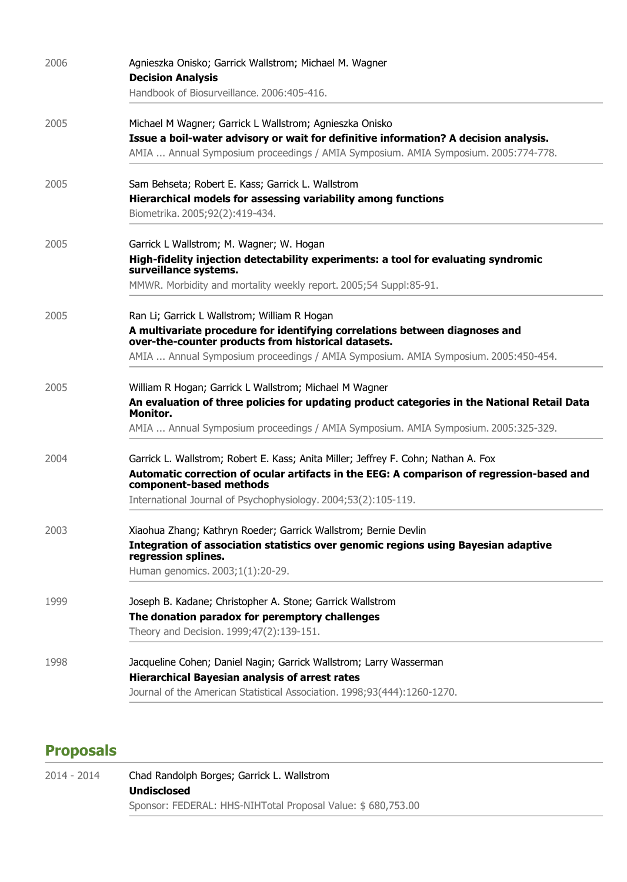2006

Agnieszka Onisko; Garrick Wallstrom; Michael M. Wagner

**Decision Analysis**

Handbook of Biosurveillance. 2006:405-416.

---

2005

Michael M Wagner; Garrick L Wallstrom; Agnieszka Onisko

**Issue a boil-water advisory or wait for definitive information? A decision analysis.**

AMIA ... Annual Symposium proceedings / AMIA Symposium. AMIA Symposium. 2005:774-778.

---

2005

Sam Behseta; Robert E. Kass; Garrick L. Wallstrom

**Hierarchical models for assessing variability among functions**

Biometrika. 2005;92(2):419-434.

---

2005

Garrick L Wallstrom; M. Wagner; W. Hogan

**High-fidelity injection detectability experiments: a tool for evaluating syndromic surveillance systems.**

MMWR. Morbidity and mortality weekly report. 2005;54 Suppl:85-91.

---

2005

Ran Li; Garrick L Wallstrom; William R Hogan

**A multivariate procedure for identifying correlations between diagnoses and over-the-counter products from historical datasets.**

AMIA ... Annual Symposium proceedings / AMIA Symposium. AMIA Symposium. 2005:450-454.

---

2005

William R Hogan; Garrick L Wallstrom; Michael M Wagner

**An evaluation of three policies for updating product categories in the National Retail Data Monitor.**

AMIA ... Annual Symposium proceedings / AMIA Symposium. AMIA Symposium. 2005:325-329.

---

2004

Garrick L. Wallstrom; Robert E. Kass; Anita Miller; Jeffrey F. Cohn; Nathan A. Fox

**Automatic correction of ocular artifacts in the EEG: A comparison of regression-based and component-based methods**

International Journal of Psychophysiology. 2004;53(2):105-119.

---

2003

Xiaohua Zhang; Kathryn Roeder; Garrick Wallstrom; Bernie Devlin

**Integration of association statistics over genomic regions using Bayesian adaptive regression splines.**

Human genomics. 2003;1(1):20-29.

---

1999

Joseph B. Kadane; Christopher A. Stone; Garrick Wallstrom

**The donation paradox for peremptory challenges**

Theory and Decision. 1999;47(2):139-151.

---

1998

Jacqueline Cohen; Daniel Nagin; Garrick Wallstrom; Larry Wasserman

**Hierarchical Bayesian analysis of arrest rates**

Journal of the American Statistical Association. 1998;93(444):1260-1270.

---

## Proposals

2014 - 2014

Chad Randolph Borges; Garrick L. Wallstrom

**Undisclosed**

Sponsor: FEDERAL: HHS-NIHTotal Proposal Value: $ 680,753.00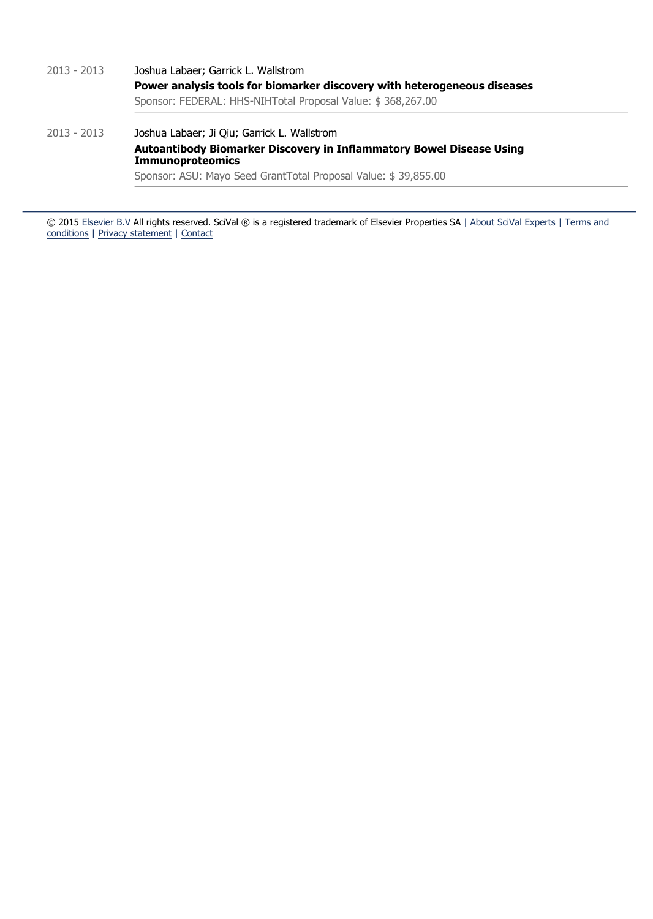2013 - 2013

Joshua Labaer; Garrick L. Wallstrom

**Power analysis tools for biomarker discovery with heterogeneous diseases**

Sponsor: FEDERAL: HHS-NIHTotal Proposal Value: $ 368,267.00

---

2013 - 2013

Joshua Labaer; Ji Qiu; Garrick L. Wallstrom

**Autoantibody Biomarker Discovery in Inflammatory Bowel Disease Using Immunoproteomics**

Sponsor: ASU: Mayo Seed GrantTotal Proposal Value: $ 39,855.00

---

© 2015 Elsevier B.V All rights reserved. SciVal ® is a registered trademark of Elsevier Properties SA | About SciVal Experts | Terms and conditions | Privacy statement | Contact